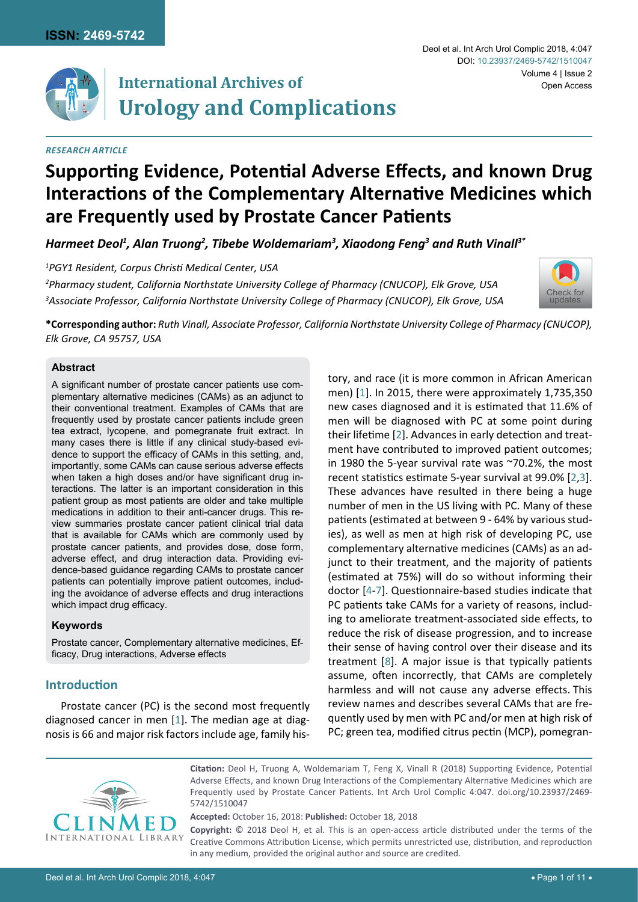ISSN: 2469-5742

# International Archives of Urology and Complications

Deol et al. Int Arch Urol Complic 2018, 4:047

DOI: 10.23937/2469-5742/1510047

Volume 4 | Issue 2

Open Access

*RESEARCH ARTICLE*

# Supporting Evidence, Potential Adverse Effects, and known Drug Interactions of the Complementary Alternative Medicines which are Frequently used by Prostate Cancer Patients

*Harmeet Deol[1], Alan Truong[2], Tibebe Woldemariam[3], Xiaodong Feng[3] and Ruth Vinall[3*]*

*[1]PGY1 Resident, Corpus Christi Medical Center, USA*

*[2]Pharmacy student, California Northstate University College of Pharmacy (CNUCOP), Elk Grove, USA*

*[3]Associate Professor, California Northstate University College of Pharmacy (CNUCOP), Elk Grove, USA*

**\*Corresponding author:** *Ruth Vinall, Associate Professor, California Northstate University College of Pharmacy (CNUCOP), Elk Grove, CA 95757, USA*

### Abstract

A significant number of prostate cancer patients use complementary alternative medicines (CAMs) as an adjunct to their conventional treatment. Examples of CAMs that are frequently used by prostate cancer patients include green tea extract, lycopene, and pomegranate fruit extract. In many cases there is little if any clinical study-based evidence to support the efficacy of CAMs in this setting, and, importantly, some CAMs can cause serious adverse effects when taken a high doses and/or have significant drug interactions. The latter is an important consideration in this patient group as most patients are older and take multiple medications in addition to their anti-cancer drugs. This review summaries prostate cancer patient clinical trial data that is available for CAMs which are commonly used by prostate cancer patients, and provides dose, dose form, adverse effect, and drug interaction data. Providing evidence-based guidance regarding CAMs to prostate cancer patients can potentially improve patient outcomes, including the avoidance of adverse effects and drug interactions which impact drug efficacy.

### Keywords

Prostate cancer, Complementary alternative medicines, Efficacy, Drug interactions, Adverse effects

## Introduction

Prostate cancer (PC) is the second most frequently diagnosed cancer in men [1]. The median age at diagnosis is 66 and major risk factors include age, family history, and race (it is more common in African American men) [1]. In 2015, there were approximately 1,735,350 new cases diagnosed and it is estimated that 11.6% of men will be diagnosed with PC at some point during their lifetime [2]. Advances in early detection and treatment have contributed to improved patient outcomes; in 1980 the 5-year survival rate was ~70.2%, the most recent statistics estimate 5-year survival at 99.0% [2,3]. These advances have resulted in there being a huge number of men in the US living with PC. Many of these patients (estimated at between 9 - 64% by various studies), as well as men at high risk of developing PC, use complementary alternative medicines (CAMs) as an adjunct to their treatment, and the majority of patients (estimated at 75%) will do so without informing their doctor [4-7]. Questionnaire-based studies indicate that PC patients take CAMs for a variety of reasons, including to ameliorate treatment-associated side effects, to reduce the risk of disease progression, and to increase their sense of having control over their disease and its treatment [8]. A major issue is that typically patients assume, often incorrectly, that CAMs are completely harmless and will not cause any adverse effects. This review names and describes several CAMs that are frequently used by men with PC and/or men at high risk of PC; green tea, modified citrus pectin (MCP), pomegran-

**Citation:** Deol H, Truong A, Woldemariam T, Feng X, Vinall R (2018) Supporting Evidence, Potential Adverse Effects, and known Drug Interactions of the Complementary Alternative Medicines which are Frequently used by Prostate Cancer Patients. Int Arch Urol Complic 4:047. doi.org/10.23937/2469-5742/1510047

**Accepted:** October 16, 2018: **Published:** October 18, 2018

**Copyright:** © 2018 Deol H, et al. This is an open-access article distributed under the terms of the Creative Commons Attribution License, which permits unrestricted use, distribution, and reproduction in any medium, provided the original author and source are credited.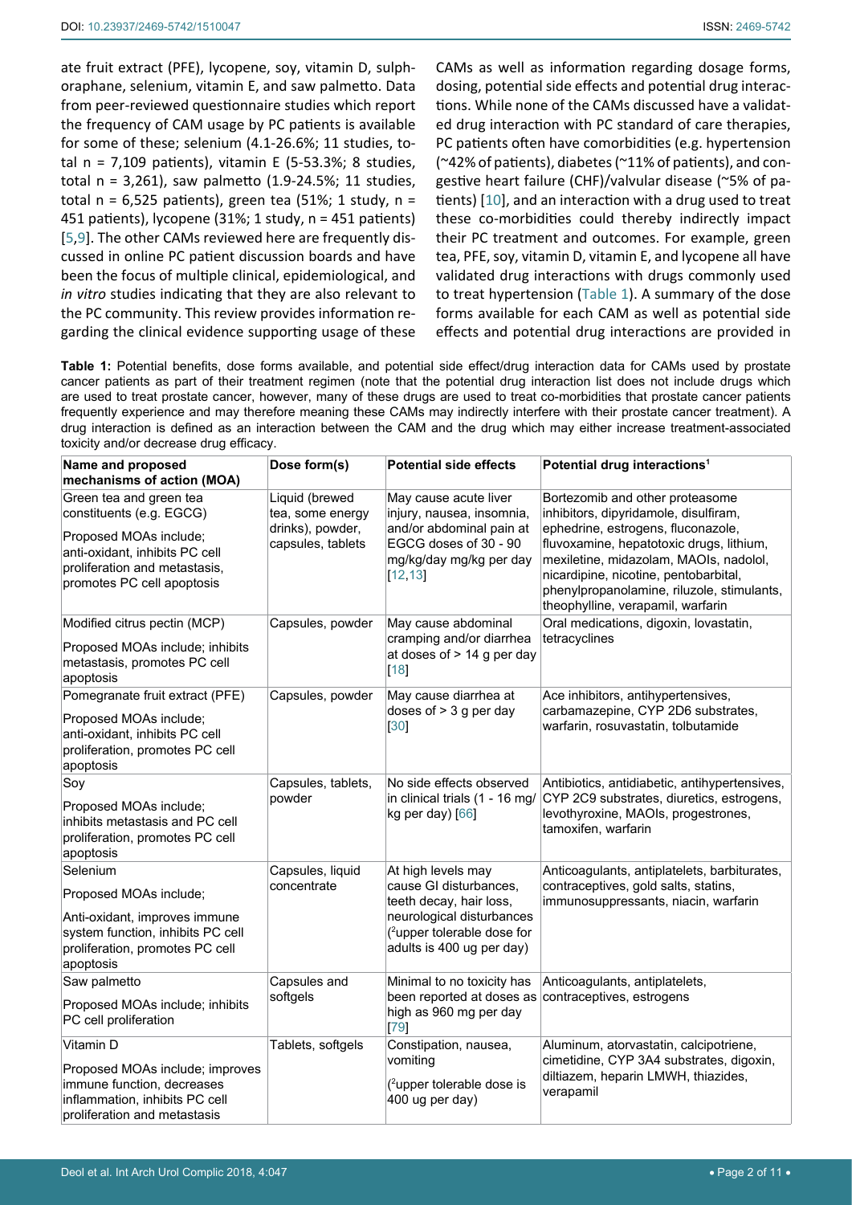ate fruit extract (PFE), lycopene, soy, vitamin D, sulphoraphane, selenium, vitamin E, and saw palmetto. Data from peer-reviewed questionnaire studies which report the frequency of CAM usage by PC patients is available for some of these; selenium (4.1-26.6%; 11 studies, total n = 7,109 patients), vitamin E (5-53.3%; 8 studies, total n = 3,261), saw palmetto (1.9-24.5%; 11 studies, total n = 6,525 patients), green tea (51%; 1 study, n = 451 patients), lycopene (31%; 1 study, n = 451 patients) [5,9]. The other CAMs reviewed here are frequently discussed in online PC patient discussion boards and have been the focus of multiple clinical, epidemiological, and *in vitro* studies indicating that they are also relevant to the PC community. This review provides information regarding the clinical evidence supporting usage of these CAMs as well as information regarding dosage forms, dosing, potential side effects and potential drug interactions. While none of the CAMs discussed have a validated drug interaction with PC standard of care therapies, PC patients often have comorbidities (e.g. hypertension (~42% of patients), diabetes (~11% of patients), and congestive heart failure (CHF)/valvular disease (~5% of patients) [10], and an interaction with a drug used to treat these co-morbidities could thereby indirectly impact their PC treatment and outcomes. For example, green tea, PFE, soy, vitamin D, vitamin E, and lycopene all have validated drug interactions with drugs commonly used to treat hypertension (Table 1). A summary of the dose forms available for each CAM as well as potential side effects and potential drug interactions are provided in

**Table 1:** Potential benefits, dose forms available, and potential side effect/drug interaction data for CAMs used by prostate cancer patients as part of their treatment regimen (note that the potential drug interaction list does not include drugs which are used to treat prostate cancer, however, many of these drugs are used to treat co-morbidities that prostate cancer patients frequently experience and may therefore meaning these CAMs may indirectly interfere with their prostate cancer treatment). A drug interaction is defined as an interaction between the CAM and the drug which may either increase treatment-associated toxicity and/or decrease drug efficacy.

| Name and proposed mechanisms of action (MOA) | Dose form(s) | Potential side effects | Potential drug interactions[1] |
|---|---|---|---|
| Green tea and green tea constituents (e.g. EGCG)<br>Proposed MOAs include; anti-oxidant, inhibits PC cell proliferation and metastasis, promotes PC cell apoptosis | Liquid (brewed tea, some energy drinks), powder, capsules, tablets | May cause acute liver injury, nausea, insomnia, and/or abdominal pain at EGCG doses of 30 - 90 mg/kg/day mg/kg per day [12,13] | Bortezomib and other proteasome inhibitors, dipyridamole, disulfiram, ephedrine, estrogens, fluconazole, fluvoxamine, hepatotoxic drugs, lithium, mexiletine, midazolam, MAOIs, nadolol, nicardipine, nicotine, pentobarbital, phenylpropanolamine, riluzole, stimulants, theophylline, verapamil, warfarin |
| Modified citrus pectin (MCP)<br>Proposed MOAs include; inhibits metastasis, promotes PC cell apoptosis | Capsules, powder | May cause abdominal cramping and/or diarrhea at doses of > 14 g per day [18] | Oral medications, digoxin, lovastatin, tetracyclines |
| Pomegranate fruit extract (PFE)<br>Proposed MOAs include; anti-oxidant, inhibits PC cell proliferation, promotes PC cell apoptosis | Capsules, powder | May cause diarrhea at doses of > 3 g per day [30] | Ace inhibitors, antihypertensives, carbamazepine, CYP 2D6 substrates, warfarin, rosuvastatin, tolbutamide |
| Soy<br>Proposed MOAs include; inhibits metastasis and PC cell proliferation, promotes PC cell apoptosis | Capsules, tablets, powder | No side effects observed in clinical trials (1 - 16 mg/kg per day) [66] | Antibiotics, antidiabetic, antihypertensives, CYP 2C9 substrates, diuretics, estrogens, levothyroxine, MAOIs, progestrones, tamoxifen, warfarin |
| Selenium<br>Proposed MOAs include;<br>Anti-oxidant, improves immune system function, inhibits PC cell proliferation, promotes PC cell apoptosis | Capsules, liquid concentrate | At high levels may cause GI disturbances, teeth decay, hair loss, neurological disturbances ([2]upper tolerable dose for adults is 400 ug per day) | Anticoagulants, antiplatelets, barbiturates, contraceptives, gold salts, statins, immunosuppressants, niacin, warfarin |
| Saw palmetto<br>Proposed MOAs include; inhibits PC cell proliferation | Capsules and softgels | Minimal to no toxicity has been reported at doses as high as 960 mg per day [79] | Anticoagulants, antiplatelets, contraceptives, estrogens |
| Vitamin D<br>Proposed MOAs include; improves immune function, decreases inflammation, inhibits PC cell proliferation and metastasis | Tablets, softgels | Constipation, nausea, vomiting<br>([2]upper tolerable dose is 400 ug per day) | Aluminum, atorvastatin, calcipotriene, cimetidine, CYP 3A4 substrates, digoxin, diltiazem, heparin LMWH, thiazides, verapamil |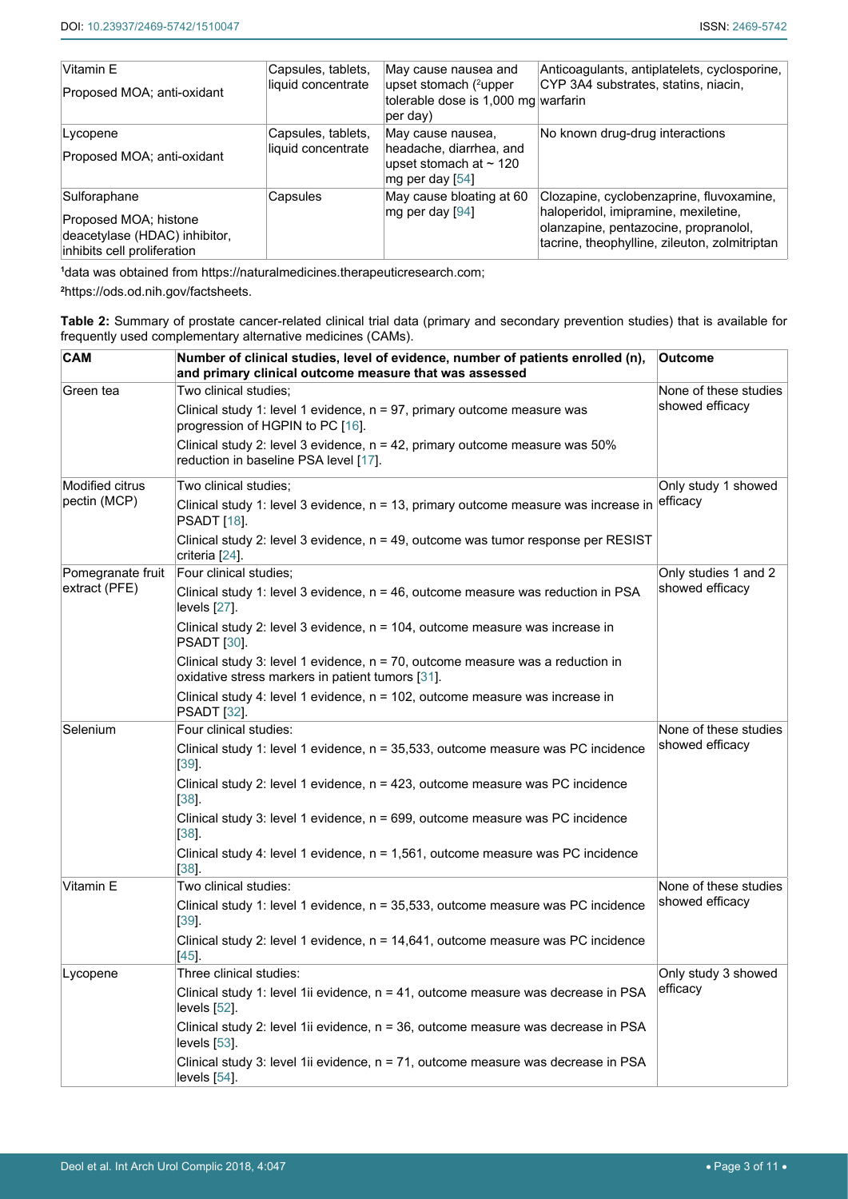| | | | |
|---|---|---|---|
| Vitamin E<br><br>Proposed MOA; anti-oxidant | Capsules, tablets, liquid concentrate | May cause nausea and upset stomach ([2]upper tolerable dose is 1,000 mg per day) | Anticoagulants, antiplatelets, cyclosporine, CYP 3A4 substrates, statins, niacin, warfarin |
| Lycopene<br><br>Proposed MOA; anti-oxidant | Capsules, tablets, liquid concentrate | May cause nausea, headache, diarrhea, and upset stomach at ~ 120 mg per day [54] | No known drug-drug interactions |
| Sulforaphane<br><br>Proposed MOA; histone deacetylase (HDAC) inhibitor, inhibits cell proliferation | Capsules | May cause bloating at 60 mg per day [94] | Clozapine, cyclobenzaprine, fluvoxamine, haloperidol, imipramine, mexiletine, olanzapine, pentazocine, propranolol, tacrine, theophylline, zileuton, zolmitriptan |

[1]data was obtained from https://naturalmedicines.therapeuticresearch.com;

[2]https://ods.od.nih.gov/factsheets.

**Table 2:** Summary of prostate cancer-related clinical trial data (primary and secondary prevention studies) that is available for frequently used complementary alternative medicines (CAMs).

| CAM | Number of clinical studies, level of evidence, number of patients enrolled (n), and primary clinical outcome measure that was assessed | Outcome |
|---|---|---|
| Green tea | Two clinical studies;<br>Clinical study 1: level 1 evidence, n = 97, primary outcome measure was progression of HGPIN to PC [16].<br>Clinical study 2: level 3 evidence, n = 42, primary outcome measure was 50% reduction in baseline PSA level [17]. | None of these studies showed efficacy |
| Modified citrus pectin (MCP) | Two clinical studies;<br>Clinical study 1: level 3 evidence, n = 13, primary outcome measure was increase in PSADT [18].<br>Clinical study 2: level 3 evidence, n = 49, outcome was tumor response per RESIST criteria [24]. | Only study 1 showed efficacy |
| Pomegranate fruit extract (PFE) | Four clinical studies;<br>Clinical study 1: level 3 evidence, n = 46, outcome measure was reduction in PSA levels [27].<br>Clinical study 2: level 3 evidence, n = 104, outcome measure was increase in PSADT [30].<br>Clinical study 3: level 1 evidence, n = 70, outcome measure was a reduction in oxidative stress markers in patient tumors [31].<br>Clinical study 4: level 1 evidence, n = 102, outcome measure was increase in PSADT [32]. | Only studies 1 and 2 showed efficacy |
| Selenium | Four clinical studies:<br>Clinical study 1: level 1 evidence, n = 35,533, outcome measure was PC incidence [39].<br>Clinical study 2: level 1 evidence, n = 423, outcome measure was PC incidence [38].<br>Clinical study 3: level 1 evidence, n = 699, outcome measure was PC incidence [38].<br>Clinical study 4: level 1 evidence, n = 1,561, outcome measure was PC incidence [38]. | None of these studies showed efficacy |
| Vitamin E | Two clinical studies:<br>Clinical study 1: level 1 evidence, n = 35,533, outcome measure was PC incidence [39].<br>Clinical study 2: level 1 evidence, n = 14,641, outcome measure was PC incidence [45]. | None of these studies showed efficacy |
| Lycopene | Three clinical studies:<br>Clinical study 1: level 1ii evidence, n = 41, outcome measure was decrease in PSA levels [52].<br>Clinical study 2: level 1ii evidence, n = 36, outcome measure was decrease in PSA levels [53].<br>Clinical study 3: level 1ii evidence, n = 71, outcome measure was decrease in PSA levels [54]. | Only study 3 showed efficacy |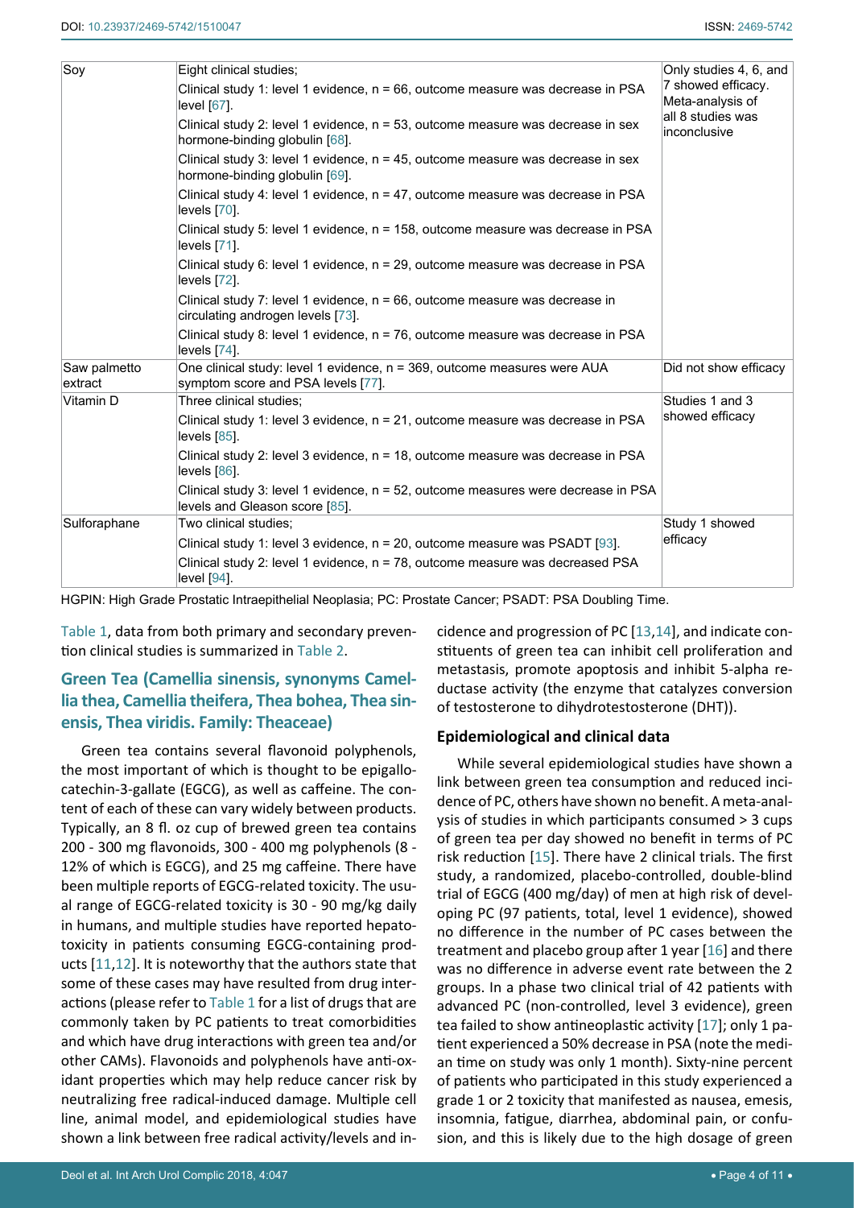| | | |
|---|---|---|
| Soy | Eight clinical studies;<br>Clinical study 1: level 1 evidence, n = 66, outcome measure was decrease in PSA level [67].<br>Clinical study 2: level 1 evidence, n = 53, outcome measure was decrease in sex hormone-binding globulin [68].<br>Clinical study 3: level 1 evidence, n = 45, outcome measure was decrease in sex hormone-binding globulin [69].<br>Clinical study 4: level 1 evidence, n = 47, outcome measure was decrease in PSA levels [70].<br>Clinical study 5: level 1 evidence, n = 158, outcome measure was decrease in PSA levels [71].<br>Clinical study 6: level 1 evidence, n = 29, outcome measure was decrease in PSA levels [72].<br>Clinical study 7: level 1 evidence, n = 66, outcome measure was decrease in circulating androgen levels [73].<br>Clinical study 8: level 1 evidence, n = 76, outcome measure was decrease in PSA levels [74]. | Only studies 4, 6, and 7 showed efficacy. Meta-analysis of all 8 studies was inconclusive |
| Saw palmetto extract | One clinical study: level 1 evidence, n = 369, outcome measures were AUA symptom score and PSA levels [77]. | Did not show efficacy |
| Vitamin D | Three clinical studies;<br>Clinical study 1: level 3 evidence, n = 21, outcome measure was decrease in PSA levels [85].<br>Clinical study 2: level 3 evidence, n = 18, outcome measure was decrease in PSA levels [86].<br>Clinical study 3: level 1 evidence, n = 52, outcome measures were decrease in PSA levels and Gleason score [85]. | Studies 1 and 3 showed efficacy |
| Sulforaphane | Two clinical studies;<br>Clinical study 1: level 3 evidence, n = 20, outcome was PSADT [93].<br>Clinical study 2: level 1 evidence, n = 78, outcome measure was decreased PSA level [94]. | Study 1 showed efficacy |

HGPIN: High Grade Prostatic Intraepithelial Neoplasia; PC: Prostate Cancer; PSADT: PSA Doubling Time.

Table 1, data from both primary and secondary prevention clinical studies is summarized in Table 2.

## Green Tea (Camellia sinensis, synonyms Camellia thea, Camellia theifera, Thea bohea, Thea sinensis, Thea viridis. Family: Theaceae)

Green tea contains several flavonoid polyphenols, the most important of which is thought to be epigallocatechin-3-gallate (EGCG), as well as caffeine. The content of each of these can vary widely between products. Typically, an 8 fl. oz cup of brewed green tea contains 200 - 300 mg flavonoids, 300 - 400 mg polyphenols (8 - 12% of which is EGCG), and 25 mg caffeine. There have been multiple reports of EGCG-related toxicity. The usual range of EGCG-related toxicity is 30 - 90 mg/kg daily in humans, and multiple studies have reported hepatotoxicity in patients consuming EGCG-containing products [11,12]. It is noteworthy that the authors state that some of these cases may have resulted from drug interactions (please refer to Table 1 for a list of drugs that are commonly taken by PC patients to treat comorbidities and which have drug interactions with green tea and/or other CAMs). Flavonoids and polyphenols have anti-oxidant properties which may help reduce cancer risk by neutralizing free radical-induced damage. Multiple cell line, animal model, and epidemiological studies have shown a link between free radical activity/levels and incidence and progression of PC [13,14], and indicate constituents of green tea can inhibit cell proliferation and metastasis, promote apoptosis and inhibit 5-alpha reductase activity (the enzyme that catalyzes conversion of testosterone to dihydrotestosterone (DHT)).

### Epidemiological and clinical data

While several epidemiological studies have shown a link between green tea consumption and reduced incidence of PC, others have shown no benefit. A meta-analysis of studies in which participants consumed > 3 cups of green tea per day showed no benefit in terms of PC risk reduction [15]. There have 2 clinical trials. The first study, a randomized, placebo-controlled, double-blind trial of EGCG (400 mg/day) of men at high risk of developing PC (97 patients, total, level 1 evidence), showed no difference in the number of PC cases between the treatment and placebo group after 1 year [16] and there was no difference in adverse event rate between the 2 groups. In a phase two clinical trial of 42 patients with advanced PC (non-controlled, level 3 evidence), green tea failed to show antineoplastic activity [17]; only 1 patient experienced a 50% decrease in PSA (note the median time on study was only 1 month). Sixty-nine percent of patients who participated in this study experienced a grade 1 or 2 toxicity that manifested as nausea, emesis, insomnia, fatigue, diarrhea, abdominal pain, or confusion, and this is likely due to the high dosage of green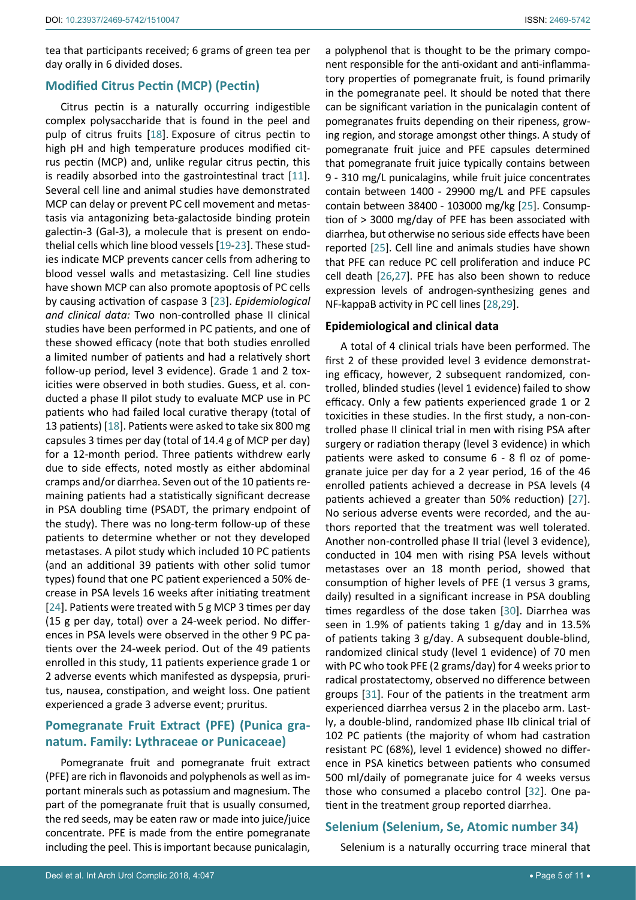tea that participants received; 6 grams of green tea per day orally in 6 divided doses.

## Modified Citrus Pectin (MCP) (Pectin)

Citrus pectin is a naturally occurring indigestible complex polysaccharide that is found in the peel and pulp of citrus fruits [18]. Exposure of citrus pectin to high pH and high temperature produces modified citrus pectin (MCP) and, unlike regular citrus pectin, this is readily absorbed into the gastrointestinal tract [11]. Several cell line and animal studies have demonstrated MCP can delay or prevent PC cell movement and metastasis via antagonizing beta-galactoside binding protein galectin-3 (Gal-3), a molecule that is present on endothelial cells which line blood vessels [19-23]. These studies indicate MCP prevents cancer cells from adhering to blood vessel walls and metastasizing. Cell line studies have shown MCP can also promote apoptosis of PC cells by causing activation of caspase 3 [23]. *Epidemiological and clinical data:* Two non-controlled phase II clinical studies have been performed in PC patients, and one of these showed efficacy (note that both studies enrolled a limited number of patients and had a relatively short follow-up period, level 3 evidence). Grade 1 and 2 toxicities were observed in both studies. Guess, et al. conducted a phase II pilot study to evaluate MCP use in PC patients who had failed local curative therapy (total of 13 patients) [18]. Patients were asked to take six 800 mg capsules 3 times per day (total of 14.4 g of MCP per day) for a 12-month period. Three patients withdrew early due to side effects, noted mostly as either abdominal cramps and/or diarrhea. Seven out of the 10 patients remaining patients had a statistically significant decrease in PSA doubling time (PSADT, the primary endpoint of the study). There was no long-term follow-up of these patients to determine whether or not they developed metastases. A pilot study which included 10 PC patients (and an additional 39 patients with other solid tumor types) found that one PC patient experienced a 50% decrease in PSA levels 16 weeks after initiating treatment [24]. Patients were treated with 5 g MCP 3 times per day (15 g per day, total) over a 24-week period. No differences in PSA levels were observed in the other 9 PC patients over the 24-week period. Out of the 49 patients enrolled in this study, 11 patients experience grade 1 or 2 adverse events which manifested as dyspepsia, pruritus, nausea, constipation, and weight loss. One patient experienced a grade 3 adverse event; pruritus.

## Pomegranate Fruit Extract (PFE) (Punica granatum. Family: Lythraceae or Punicaceae)

Pomegranate fruit and pomegranate fruit extract (PFE) are rich in flavonoids and polyphenols as well as important minerals such as potassium and magnesium. The part of the pomegranate fruit that is usually consumed, the red seeds, may be eaten raw or made into juice/juice concentrate. PFE is made from the entire pomegranate including the peel. This is important because punicalagin, a polyphenol that is thought to be the primary component responsible for the anti-oxidant and anti-inflammatory properties of pomegranate fruit, is found primarily in the pomegranate peel. It should be noted that there can be significant variation in the punicalagin content of pomegranates fruits depending on their ripeness, growing region, and storage amongst other things. A study of pomegranate fruit juice and PFE capsules determined that pomegranate fruit juice typically contains between 9 - 310 mg/L punicalagins, while fruit juice concentrates contain between 1400 - 29900 mg/L and PFE capsules contain between 38400 - 103000 mg/kg [25]. Consumption of > 3000 mg/day of PFE has been associated with diarrhea, but otherwise no serious side effects have been reported [25]. Cell line and animals studies have shown that PFE can reduce PC cell proliferation and induce PC cell death [26,27]. PFE has also been shown to reduce expression levels of androgen-synthesizing genes and NF-kappaB activity in PC cell lines [28,29].

### Epidemiological and clinical data

A total of 4 clinical trials have been performed. The first 2 of these provided level 3 evidence demonstrating efficacy, however, 2 subsequent randomized, controlled, blinded studies (level 1 evidence) failed to show efficacy. Only a few patients experienced grade 1 or 2 toxicities in these studies. In the first study, a non-controlled phase II clinical trial in men with rising PSA after surgery or radiation therapy (level 3 evidence) in which patients were asked to consume 6 - 8 fl oz of pomegranate juice per day for a 2 year period, 16 of the 46 enrolled patients achieved a decrease in PSA levels (4 patients achieved a greater than 50% reduction) [27]. No serious adverse events were recorded, and the authors reported that the treatment was well tolerated. Another non-controlled phase II trial (level 3 evidence), conducted in 104 men with rising PSA levels without metastases over an 18 month period, showed that consumption of higher levels of PFE (1 versus 3 grams, daily) resulted in a significant increase in PSA doubling times regardless of the dose taken [30]. Diarrhea was seen in 1.9% of patients taking 1 g/day and in 13.5% of patients taking 3 g/day. A subsequent double-blind, randomized clinical study (level 1 evidence) of 70 men with PC who took PFE (2 grams/day) for 4 weeks prior to radical prostatectomy, observed no difference between groups [31]. Four of the patients in the treatment arm experienced diarrhea versus 2 in the placebo arm. Lastly, a double-blind, randomized phase IIb clinical trial of 102 PC patients (the majority of whom had castration resistant PC (68%), level 1 evidence) showed no difference in PSA kinetics between patients who consumed 500 ml/daily of pomegranate juice for 4 weeks versus those who consumed a placebo control [32]. One patient in the treatment group reported diarrhea.

## Selenium (Selenium, Se, Atomic number 34)

Selenium is a naturally occurring trace mineral that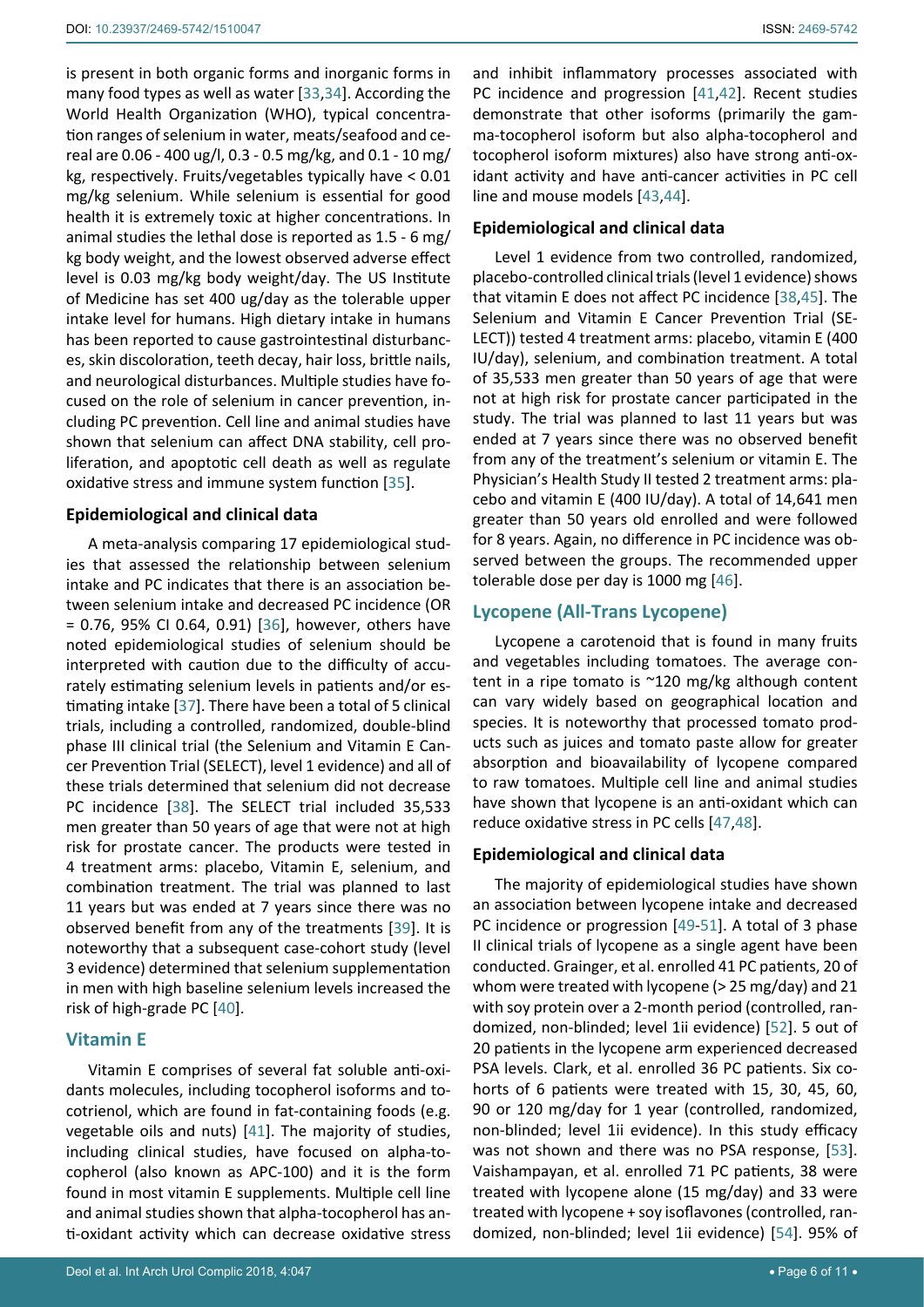is present in both organic forms and inorganic forms in many food types as well as water [33,34]. According the World Health Organization (WHO), typical concentration ranges of selenium in water, meats/seafood and cereal are 0.06 - 400 ug/l, 0.3 - 0.5 mg/kg, and 0.1 - 10 mg/kg, respectively. Fruits/vegetables typically have < 0.01 mg/kg selenium. While selenium is essential for good health it is extremely toxic at higher concentrations. In animal studies the lethal dose is reported as 1.5 - 6 mg/kg body weight, and the lowest observed adverse effect level is 0.03 mg/kg body weight/day. The US Institute of Medicine has set 400 ug/day as the tolerable upper intake level for humans. High dietary intake in humans has been reported to cause gastrointestinal disturbances, skin discoloration, teeth decay, hair loss, brittle nails, and neurological disturbances. Multiple studies have focused on the role of selenium in cancer prevention, including PC prevention. Cell line and animal studies have shown that selenium can affect DNA stability, cell proliferation, and apoptotic cell death as well as regulate oxidative stress and immune system function [35].

### Epidemiological and clinical data

A meta-analysis comparing 17 epidemiological studies that assessed the relationship between selenium intake and PC indicates that there is an association between selenium intake and decreased PC incidence (OR = 0.76, 95% CI 0.64, 0.91) [36], however, others have noted epidemiological studies of selenium should be interpreted with caution due to the difficulty of accurately estimating selenium levels in patients and/or estimating intake [37]. There have been a total of 5 clinical trials, including a controlled, randomized, double-blind phase III clinical trial (the Selenium and Vitamin E Cancer Prevention Trial (SELECT), level 1 evidence) and all of these trials determined that selenium did not decrease PC incidence [38]. The SELECT trial included 35,533 men greater than 50 years of age that were not at high risk for prostate cancer. The products were tested in 4 treatment arms: placebo, Vitamin E, selenium, and combination treatment. The trial was planned to last 11 years but was ended at 7 years since there was no observed benefit from any of the treatments [39]. It is noteworthy that a subsequent case-cohort study (level 3 evidence) determined that selenium supplementation in men with high baseline selenium levels increased the risk of high-grade PC [40].

## Vitamin E

Vitamin E comprises of several fat soluble anti-oxidants molecules, including tocopherol isoforms and tocotrienol, which are found in fat-containing foods (e.g. vegetable oils and nuts) [41]. The majority of studies, including clinical studies, have focused on alpha-tocopherol (also known as APC-100) and it is the form found in most vitamin E supplements. Multiple cell line and animal studies shown that alpha-tocopherol has anti-oxidant activity which can decrease oxidative stress and inhibit inflammatory processes associated with PC incidence and progression [41,42]. Recent studies demonstrate that other isoforms (primarily the gamma-tocopherol isoform but also alpha-tocopherol and tocopherol isoform mixtures) also have strong anti-oxidant activity and have anti-cancer activities in PC cell line and mouse models [43,44].

### Epidemiological and clinical data

Level 1 evidence from two controlled, randomized, placebo-controlled clinical trials (level 1 evidence) shows that vitamin E does not affect PC incidence [38,45]. The Selenium and Vitamin E Cancer Prevention Trial (SELECT)) tested 4 treatment arms: placebo, vitamin E (400 IU/day), selenium, and combination treatment. A total of 35,533 men greater than 50 years of age that were not at high risk for prostate cancer participated in the study. The trial was planned to last 11 years but was ended at 7 years since there was no observed benefit from any of the treatment's selenium or vitamin E. The Physician's Health Study II tested 2 treatment arms: placebo and vitamin E (400 IU/day). A total of 14,641 men greater than 50 years old enrolled and were followed for 8 years. Again, no difference in PC incidence was observed between the groups. The recommended upper tolerable dose per day is 1000 mg [46].

## Lycopene (All-Trans Lycopene)

Lycopene a carotenoid that is found in many fruits and vegetables including tomatoes. The average content in a ripe tomato is ~120 mg/kg although content can vary widely based on geographical location and species. It is noteworthy that processed tomato products such as juices and tomato paste allow for greater absorption and bioavailability of lycopene compared to raw tomatoes. Multiple cell line and animal studies have shown that lycopene is an anti-oxidant which can reduce oxidative stress in PC cells [47,48].

### Epidemiological and clinical data

The majority of epidemiological studies have shown an association between lycopene intake and decreased PC incidence or progression [49-51]. A total of 3 phase II clinical trials of lycopene as a single agent have been conducted. Grainger, et al. enrolled 41 PC patients, 20 of whom were treated with lycopene (> 25 mg/day) and 21 with soy protein over a 2-month period (controlled, randomized, non-blinded; level 1ii evidence) [52]. 5 out of 20 patients in the lycopene arm experienced decreased PSA levels. Clark, et al. enrolled 36 PC patients. Six cohorts of 6 patients were treated with 15, 30, 45, 60, 90 or 120 mg/day for 1 year (controlled, randomized, non-blinded; level 1ii evidence). In this study efficacy was not shown and there was no PSA response, [53]. Vaishampayan, et al. enrolled 71 PC patients, 38 were treated with lycopene alone (15 mg/day) and 33 were treated with lycopene + soy isoflavones (controlled, randomized, non-blinded; level 1ii evidence) [54]. 95% of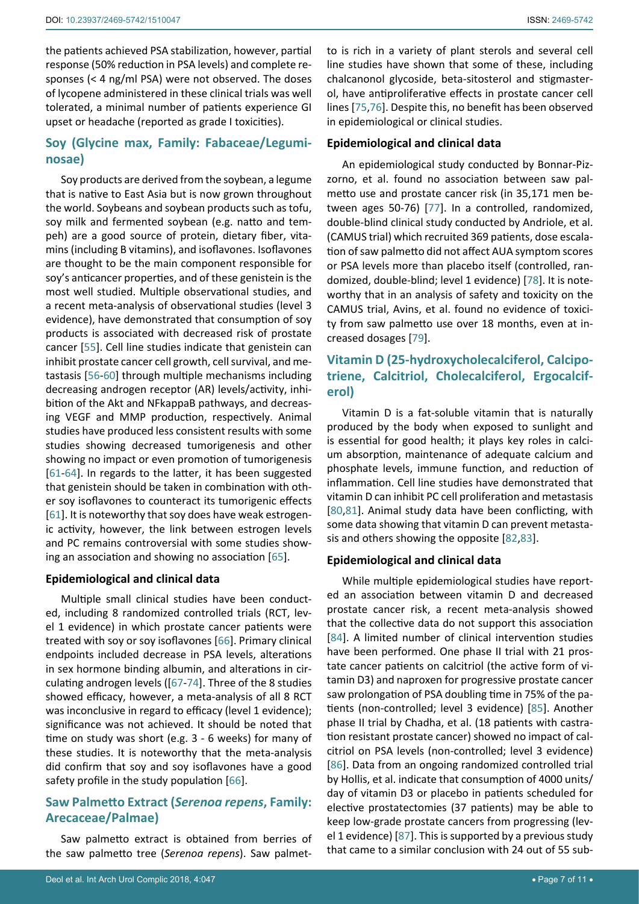the patients achieved PSA stabilization, however, partial response (50% reduction in PSA levels) and complete responses (< 4 ng/ml PSA) were not observed. The doses of lycopene administered in these clinical trials was well tolerated, a minimal number of patients experience GI upset or headache (reported as grade I toxicities).

## Soy (Glycine max, Family: Fabaceae/Leguminosae)

Soy products are derived from the soybean, a legume that is native to East Asia but is now grown throughout the world. Soybeans and soybean products such as tofu, soy milk and fermented soybean (e.g. natto and tempeh) are a good source of protein, dietary fiber, vitamins (including B vitamins), and isoflavones. Isoflavones are thought to be the main component responsible for soy's anticancer properties, and of these genistein is the most well studied. Multiple observational studies, and a recent meta-analysis of observational studies (level 3 evidence), have demonstrated that consumption of soy products is associated with decreased risk of prostate cancer [55]. Cell line studies indicate that genistein can inhibit prostate cancer cell growth, cell survival, and metastasis [56-60] through multiple mechanisms including decreasing androgen receptor (AR) levels/activity, inhibition of the Akt and NFkappaB pathways, and decreasing VEGF and MMP production, respectively. Animal studies have produced less consistent results with some studies showing decreased tumorigenesis and other showing no impact or even promotion of tumorigenesis [61-64]. In regards to the latter, it has been suggested that genistein should be taken in combination with other soy isoflavones to counteract its tumorigenic effects [61]. It is noteworthy that soy does have weak estrogenic activity, however, the link between estrogen levels and PC remains controversial with some studies showing an association and showing no association [65].

### Epidemiological and clinical data

Multiple small clinical studies have been conducted, including 8 randomized controlled trials (RCT, level 1 evidence) in which prostate cancer patients were treated with soy or soy isoflavones [66]. Primary clinical endpoints included decrease in PSA levels, alterations in sex hormone binding albumin, and alterations in circulating androgen levels ([67-74]. Three of the 8 studies showed efficacy, however, a meta-analysis of all 8 RCT was inconclusive in regard to efficacy (level 1 evidence); significance was not achieved. It should be noted that time on study was short (e.g. 3 - 6 weeks) for many of these studies. It is noteworthy that the meta-analysis did confirm that soy and soy isoflavones have a good safety profile in the study population [66].

## Saw Palmetto Extract (*Serenoa repens*, Family: Arecaceae/Palmae)

Saw palmetto extract is obtained from berries of the saw palmetto tree (*Serenoa repens*). Saw palmetto is rich in a variety of plant sterols and several cell line studies have shown that some of these, including chalcanonol glycoside, beta-sitosterol and stigmasterol, have antiproliferative effects in prostate cancer cell lines [75,76]. Despite this, no benefit has been observed in epidemiological or clinical studies.

### Epidemiological and clinical data

An epidemiological study conducted by Bonnar-Pizzorno, et al. found no association between saw palmetto use and prostate cancer risk (in 35,171 men between ages 50-76) [77]. In a controlled, randomized, double-blind clinical study conducted by Andriole, et al. (CAMUS trial) which recruited 369 patients, dose escalation of saw palmetto did not affect AUA symptom scores or PSA levels more than placebo itself (controlled, randomized, double-blind; level 1 evidence) [78]. It is noteworthy that in an analysis of safety and toxicity on the CAMUS trial, Avins, et al. found no evidence of toxicity from saw palmetto use over 18 months, even at increased dosages [79].

## Vitamin D (25-hydroxycholecalciferol, Calcipotriene, Calcitriol, Cholecalciferol, Ergocalciferol)

Vitamin D is a fat-soluble vitamin that is naturally produced by the body when exposed to sunlight and is essential for good health; it plays key roles in calcium absorption, maintenance of adequate calcium and phosphate levels, immune function, and reduction of inflammation. Cell line studies have demonstrated that vitamin D can inhibit PC cell proliferation and metastasis [80,81]. Animal study data have been conflicting, with some data showing that vitamin D can prevent metastasis and others showing the opposite [82,83].

### Epidemiological and clinical data

While multiple epidemiological studies have reported an association between vitamin D and decreased prostate cancer risk, a recent meta-analysis showed that the collective data do not support this association [84]. A limited number of clinical intervention studies have been performed. One phase II trial with 21 prostate cancer patients on calcitriol (the active form of vitamin D3) and naproxen for progressive prostate cancer saw prolongation of PSA doubling time in 75% of the patients (non-controlled; level 3 evidence) [85]. Another phase II trial by Chadha, et al. (18 patients with castration resistant prostate cancer) showed no impact of calcitriol on PSA levels (non-controlled; level 3 evidence) [86]. Data from an ongoing randomized controlled trial by Hollis, et al. indicate that consumption of 4000 units/day of vitamin D3 or placebo in patients scheduled for elective prostatectomies (37 patients) may be able to keep low-grade prostate cancers from progressing (level 1 evidence) [87]. This is supported by a previous study that came to a similar conclusion with 24 out of 55 sub-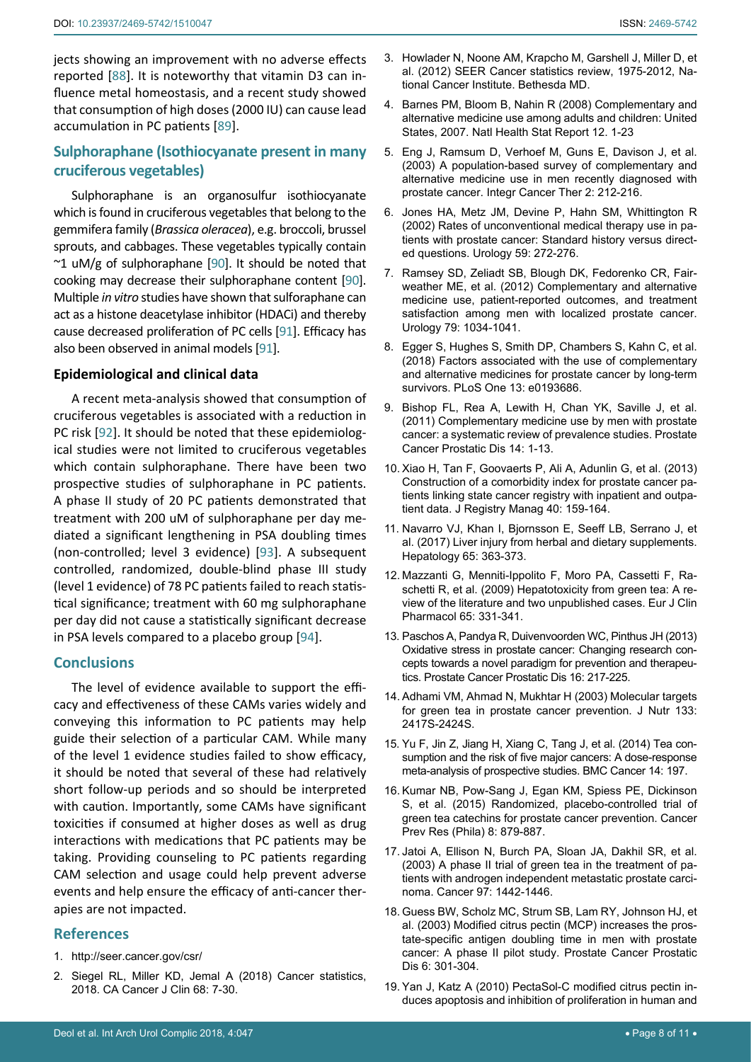jects showing an improvement with no adverse effects reported [88]. It is noteworthy that vitamin D3 can influence metal homeostasis, and a recent study showed that consumption of high doses (2000 IU) can cause lead accumulation in PC patients [89].

## Sulphoraphane (Isothiocyanate present in many cruciferous vegetables)

Sulphoraphane is an organosulfur isothiocyanate which is found in cruciferous vegetables that belong to the gemmifera family (*Brassica oleracea*), e.g. broccoli, brussel sprouts, and cabbages. These vegetables typically contain ~1 uM/g of sulphoraphane [90]. It should be noted that cooking may decrease their sulphoraphane content [90]. Multiple *in vitro* studies have shown that sulforaphane can act as a histone deacetylase inhibitor (HDACi) and thereby cause decreased proliferation of PC cells [91]. Efficacy has also been observed in animal models [91].

### Epidemiological and clinical data

A recent meta-analysis showed that consumption of cruciferous vegetables is associated with a reduction in PC risk [92]. It should be noted that these epidemiological studies were not limited to cruciferous vegetables which contain sulphoraphane. There have been two prospective studies of sulphoraphane in PC patients. A phase II study of 20 PC patients demonstrated that treatment with 200 uM of sulphoraphane per day mediated a significant lengthening in PSA doubling times (non-controlled; level 3 evidence) [93]. A subsequent controlled, randomized, double-blind phase III study (level 1 evidence) of 78 PC patients failed to reach statistical significance; treatment with 60 mg sulphoraphane per day did not cause a statistically significant decrease in PSA levels compared to a placebo group [94].

## Conclusions

The level of evidence available to support the efficacy and effectiveness of these CAMs varies widely and conveying this information to PC patients may help guide their selection of a particular CAM. While many of the level 1 evidence studies failed to show efficacy, it should be noted that several of these had relatively short follow-up periods and so should be interpreted with caution. Importantly, some CAMs have significant toxicities if consumed at higher doses as well as drug interactions with medications that PC patients may be taking. Providing counseling to PC patients regarding CAM selection and usage could help prevent adverse events and help ensure the efficacy of anti-cancer therapies are not impacted.

## References

1. http://seer.cancer.gov/csr/
2. Siegel RL, Miller KD, Jemal A (2018) Cancer statistics, 2018. CA Cancer J Clin 68: 7-30.
3. Howlader N, Noone AM, Krapcho M, Garshell J, Miller D, et al. (2012) SEER Cancer statistics review, 1975-2012, National Cancer Institute. Bethesda MD.
4. Barnes PM, Bloom B, Nahin R (2008) Complementary and alternative medicine use among adults and children: United States, 2007. Natl Health Stat Report 12. 1-23
5. Eng J, Ramsum D, Verhoef M, Guns E, Davison J, et al. (2003) A population-based survey of complementary and alternative medicine use in men recently diagnosed with prostate cancer. Integr Cancer Ther 2: 212-216.
6. Jones HA, Metz JM, Devine P, Hahn SM, Whittington R (2002) Rates of unconventional medical therapy use in patients with prostate cancer: Standard history versus directed questions. Urology 59: 272-276.
7. Ramsey SD, Zeliadt SB, Blough DK, Fedorenko CR, Fairweather ME, et al. (2012) Complementary and alternative medicine use, patient-reported outcomes, and treatment satisfaction among men with localized prostate cancer. Urology 79: 1034-1041.
8. Egger S, Hughes S, Smith DP, Chambers S, Kahn C, et al. (2018) Factors associated with the use of complementary and alternative medicines for prostate cancer by long-term survivors. PLoS One 13: e0193686.
9. Bishop FL, Rea A, Lewith H, Chan YK, Saville J, et al. (2011) Complementary medicine use by men with prostate cancer: a systematic review of prevalence studies. Prostate Cancer Prostatic Dis 14: 1-13.
10. Xiao H, Tan F, Goovaerts P, Ali A, Adunlin G, et al. (2013) Construction of a comorbidity index for prostate cancer patients linking state cancer registry with inpatient and outpatient data. J Registry Manag 40: 159-164.
11. Navarro VJ, Khan I, Bjornsson E, Seeff LB, Serrano J, et al. (2017) Liver injury from herbal and dietary supplements. Hepatology 65: 363-373.
12. Mazzanti G, Menniti-Ippolito F, Moro PA, Cassetti F, Raschetti R, et al. (2009) Hepatotoxicity from green tea: A review of the literature and two unpublished cases. Eur J Clin Pharmacol 65: 331-341.
13. Paschos A, Pandya R, Duivenvoorden WC, Pinthus JH (2013) Oxidative stress in prostate cancer: Changing research concepts towards a novel paradigm for prevention and therapeutics. Prostate Cancer Prostatic Dis 16: 217-225.
14. Adhami VM, Ahmad N, Mukhtar H (2003) Molecular targets for green tea in prostate cancer prevention. J Nutr 133: 2417S-2424S.
15. Yu F, Jin Z, Jiang H, Xiang C, Tang J, et al. (2014) Tea consumption and the risk of five major cancers: A dose-response meta-analysis of prospective studies. BMC Cancer 14: 197.
16. Kumar NB, Pow-Sang J, Egan KM, Spiess PE, Dickinson S, et al. (2015) Randomized, placebo-controlled trial of green tea catechins for prostate cancer prevention. Cancer Prev Res (Phila) 8: 879-887.
17. Jatoi A, Ellison N, Burch PA, Sloan JA, Dakhil SR, et al. (2003) A phase II trial of green tea in the treatment of patients with androgen independent metastatic prostate carcinoma. Cancer 97: 1442-1446.
18. Guess BW, Scholz MC, Strum SB, Lam RY, Johnson HJ, et al. (2003) Modified citrus pectin (MCP) increases the prostate-specific antigen doubling time in men with prostate cancer: A phase II pilot study. Prostate Cancer Prostatic Dis 6: 301-304.
19. Yan J, Katz A (2010) PectaSol-C modified citrus pectin induces apoptosis and inhibition of proliferation in human and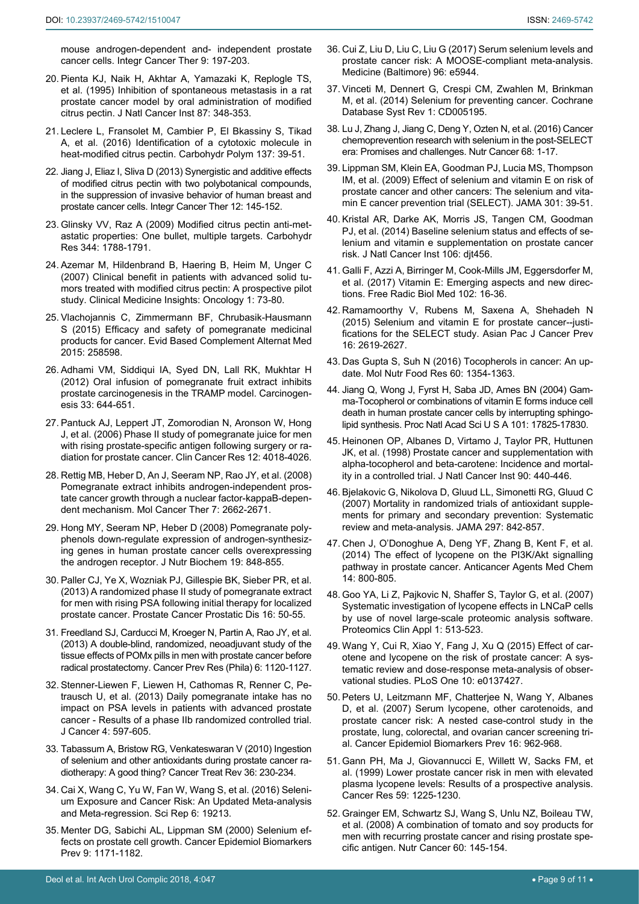mouse androgen-dependent and- independent prostate cancer cells. Integr Cancer Ther 9: 197-203.

20. Pienta KJ, Naik H, Akhtar A, Yamazaki K, Replogle TS, et al. (1995) Inhibition of spontaneous metastasis in a rat prostate cancer model by oral administration of modified citrus pectin. J Natl Cancer Inst 87: 348-353.

21. Leclere L, Fransolet M, Cambier P, El Bkassiny S, Tikad A, et al. (2016) Identification of a cytotoxic molecule in heat-modified citrus pectin. Carbohydr Polym 137: 39-51.

22. Jiang J, Eliaz I, Sliva D (2013) Synergistic and additive effects of modified citrus pectin with two polybotanical compounds, in the suppression of invasive behavior of human breast and prostate cancer cells. Integr Cancer Ther 12: 145-152.

23. Glinsky VV, Raz A (2009) Modified citrus pectin anti-metastatic properties: One bullet, multiple targets. Carbohydr Res 344: 1788-1791.

24. Azemar M, Hildenbrand B, Haering B, Heim M, Unger C (2007) Clinical benefit in patients with advanced solid tumors treated with modified citrus pectin: A prospective pilot study. Clinical Medicine Insights: Oncology 1: 73-80.

25. Vlachojannis C, Zimmermann BF, Chrubasik-Hausmann S (2015) Efficacy and safety of pomegranate medicinal products for cancer. Evid Based Complement Alternat Med 2015: 258598.

26. Adhami VM, Siddiqui IA, Syed DN, Lall RK, Mukhtar H (2012) Oral infusion of pomegranate fruit extract inhibits prostate carcinogenesis in the TRAMP model. Carcinogenesis 33: 644-651.

27. Pantuck AJ, Leppert JT, Zomorodian N, Aronson W, Hong J, et al. (2006) Phase II study of pomegranate juice for men with rising prostate-specific antigen following surgery or radiation for prostate cancer. Clin Cancer Res 12: 4018-4026.

28. Rettig MB, Heber D, An J, Seeram NP, Rao JY, et al. (2008) Pomegranate extract inhibits androgen-independent prostate cancer growth through a nuclear factor-kappaB-dependent mechanism. Mol Cancer Ther 7: 2662-2671.

29. Hong MY, Seeram NP, Heber D (2008) Pomegranate polyphenols down-regulate expression of androgen-synthesizing genes in human prostate cancer cells overexpressing the androgen receptor. J Nutr Biochem 19: 848-855.

30. Paller CJ, Ye X, Wozniak PJ, Gillespie BK, Sieber PR, et al. (2013) A randomized phase II study of pomegranate extract for men with rising PSA following initial therapy for localized prostate cancer. Prostate Cancer Prostatic Dis 16: 50-55.

31. Freedland SJ, Carducci M, Kroeger N, Partin A, Rao JY, et al. (2013) A double-blind, randomized, neoadjuvant study of the tissue effects of POMx pills in men with prostate cancer before radical prostatectomy. Cancer Prev Res (Phila) 6: 1120-1127.

32. Stenner-Liewen F, Liewen H, Cathomas R, Renner C, Petrausch U, et al. (2013) Daily pomegranate intake has no impact on PSA levels in patients with advanced prostate cancer - Results of a phase IIb randomized controlled trial. J Cancer 4: 597-605.

33. Tabassum A, Bristow RG, Venkateswaran V (2010) Ingestion of selenium and other antioxidants during prostate cancer radiotherapy: A good thing? Cancer Treat Rev 36: 230-234.

34. Cai X, Wang C, Yu W, Fan W, Wang S, et al. (2016) Selenium Exposure and Cancer Risk: An Updated Meta-analysis and Meta-regression. Sci Rep 6: 19213.

35. Menter DG, Sabichi AL, Lippman SM (2000) Selenium effects on prostate cell growth. Cancer Epidemiol Biomarkers Prev 9: 1171-1182.

36. Cui Z, Liu D, Liu C, Liu G (2017) Serum selenium levels and prostate cancer risk: A MOOSE-compliant meta-analysis. Medicine (Baltimore) 96: e5944.

37. Vinceti M, Dennert G, Crespi CM, Zwahlen M, Brinkman M, et al. (2014) Selenium for preventing cancer. Cochrane Database Syst Rev 1: CD005195.

38. Lu J, Zhang J, Jiang C, Deng Y, Ozten N, et al. (2016) Cancer chemoprevention research with selenium in the post-SELECT era: Promises and challenges. Nutr Cancer 68: 1-17.

39. Lippman SM, Klein EA, Goodman PJ, Lucia MS, Thompson IM, et al. (2009) Effect of selenium and vitamin E on risk of prostate cancer and other cancers: The selenium and vitamin E cancer prevention trial (SELECT). JAMA 301: 39-51.

40. Kristal AR, Darke AK, Morris JS, Tangen CM, Goodman PJ, et al. (2014) Baseline selenium status and effects of selenium and vitamin e supplementation on prostate cancer risk. J Natl Cancer Inst 106: djt456.

41. Galli F, Azzi A, Birringer M, Cook-Mills JM, Eggersdorfer M, et al. (2017) Vitamin E: Emerging aspects and new directions. Free Radic Biol Med 102: 16-36.

42. Ramamoorthy V, Rubens M, Saxena A, Shehadeh N (2015) Selenium and vitamin E for prostate cancer--justifications for the SELECT study. Asian Pac J Cancer Prev 16: 2619-2627.

43. Das Gupta S, Suh N (2016) Tocopherols in cancer: An update. Mol Nutr Food Res 60: 1354-1363.

44. Jiang Q, Wong J, Fyrst H, Saba JD, Ames BN (2004) Gamma-Tocopherol or combinations of vitamin E forms induce cell death in human prostate cancer cells by interrupting sphingolipid synthesis. Proc Natl Acad Sci U S A 101: 17825-17830.

45. Heinonen OP, Albanes D, Virtamo J, Taylor PR, Huttunen JK, et al. (1998) Prostate cancer and supplementation with alpha-tocopherol and beta-carotene: Incidence and mortality in a controlled trial. J Natl Cancer Inst 90: 440-446.

46. Bjelakovic G, Nikolova D, Gluud LL, Simonetti RG, Gluud C (2007) Mortality in randomized trials of antioxidant supplements for primary and secondary prevention: Systematic review and meta-analysis. JAMA 297: 842-857.

47. Chen J, O'Donoghue A, Deng YF, Zhang B, Kent F, et al. (2014) The effect of lycopene on the PI3K/Akt signalling pathway in prostate cancer. Anticancer Agents Med Chem 14: 800-805.

48. Goo YA, Li Z, Pajkovic N, Shaffer S, Taylor G, et al. (2007) Systematic investigation of lycopene effects in LNCaP cells by use of novel large-scale proteomic analysis software. Proteomics Clin Appl 1: 513-523.

49. Wang Y, Cui R, Xiao Y, Fang J, Xu Q (2015) Effect of carotene and lycopene on the risk of prostate cancer: A systematic review and dose-response meta-analysis of observational studies. PLoS One 10: e0137427.

50. Peters U, Leitzmann MF, Chatterjee N, Wang Y, Albanes D, et al. (2007) Serum lycopene, other carotenoids, and prostate cancer risk: A nested case-control study in the prostate, lung, colorectal, and ovarian cancer screening trial. Cancer Epidemiol Biomarkers Prev 16: 962-968.

51. Gann PH, Ma J, Giovannucci E, Willett W, Sacks FM, et al. (1999) Lower prostate cancer risk in men with elevated plasma lycopene levels: Results of a prospective analysis. Cancer Res 59: 1225-1230.

52. Grainger EM, Schwartz SJ, Wang S, Unlu NZ, Boileau TW, et al. (2008) A combination of tomato and soy products for men with recurring prostate cancer and rising prostate specific antigen. Nutr Cancer 60: 145-154.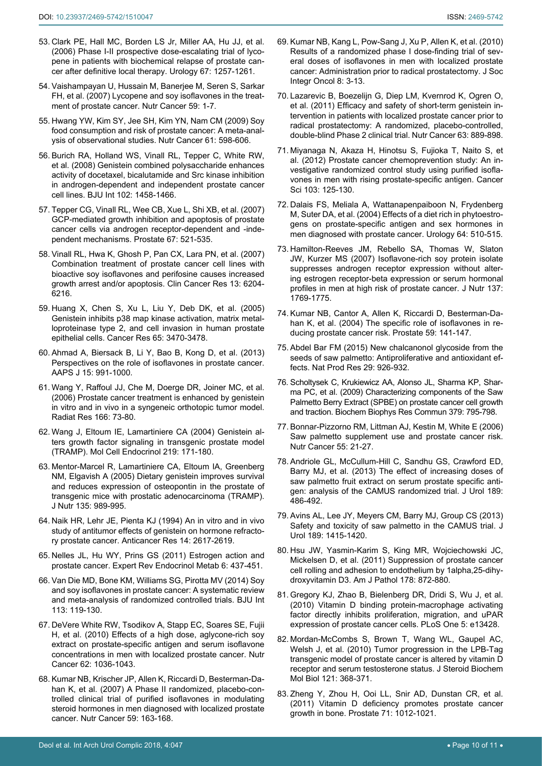53. Clark PE, Hall MC, Borden LS Jr, Miller AA, Hu JJ, et al. (2006) Phase I-II prospective dose-escalating trial of lycopene in patients with biochemical relapse of prostate cancer after definitive local therapy. Urology 67: 1257-1261.

54. Vaishampayan U, Hussain M, Banerjee M, Seren S, Sarkar FH, et al. (2007) Lycopene and soy isoflavones in the treatment of prostate cancer. Nutr Cancer 59: 1-7.

55. Hwang YW, Kim SY, Jee SH, Kim YN, Nam CM (2009) Soy food consumption and risk of prostate cancer: A meta-analysis of observational studies. Nutr Cancer 61: 598-606.

56. Burich RA, Holland WS, Vinall RL, Tepper C, White RW, et al. (2008) Genistein combined polysaccharide enhances activity of docetaxel, bicalutamide and Src kinase inhibition in androgen-dependent and independent prostate cancer cell lines. BJU Int 102: 1458-1466.

57. Tepper CG, Vinall RL, Wee CB, Xue L, Shi XB, et al. (2007) GCP-mediated growth inhibition and apoptosis of prostate cancer cells via androgen receptor-dependent and -independent mechanisms. Prostate 67: 521-535.

58. Vinall RL, Hwa K, Ghosh P, Pan CX, Lara PN, et al. (2007) Combination treatment of prostate cancer cell lines with bioactive soy isoflavones and perifosine causes increased growth arrest and/or apoptosis. Clin Cancer Res 13: 6204-6216.

59. Huang X, Chen S, Xu L, Liu Y, Deb DK, et al. (2005) Genistein inhibits p38 map kinase activation, matrix metalloproteinase type 2, and cell invasion in human prostate epithelial cells. Cancer Res 65: 3470-3478.

60. Ahmad A, Biersack B, Li Y, Bao B, Kong D, et al. (2013) Perspectives on the role of isoflavones in prostate cancer. AAPS J 15: 991-1000.

61. Wang Y, Raffoul JJ, Che M, Doerge DR, Joiner MC, et al. (2006) Prostate cancer treatment is enhanced by genistein in vitro and in vivo in a syngeneic orthotopic tumor model. Radiat Res 166: 73-80.

62. Wang J, Eltoum IE, Lamartiniere CA (2004) Genistein alters growth factor signaling in transgenic prostate model (TRAMP). Mol Cell Endocrinol 219: 171-180.

63. Mentor-Marcel R, Lamartiniere CA, Eltoum IA, Greenberg NM, Elgavish A (2005) Dietary genistein improves survival and reduces expression of osteopontin in the prostate of transgenic mice with prostatic adenocarcinoma (TRAMP). J Nutr 135: 989-995.

64. Naik HR, Lehr JE, Pienta KJ (1994) An in vitro and in vivo study of antitumor effects of genistein on hormone refractory prostate cancer. Anticancer Res 14: 2617-2619.

65. Nelles JL, Hu WY, Prins GS (2011) Estrogen action and prostate cancer. Expert Rev Endocrinol Metab 6: 437-451.

66. Van Die MD, Bone KM, Williams SG, Pirotta MV (2014) Soy and soy isoflavones in prostate cancer: A systematic review and meta-analysis of randomized controlled trials. BJU Int 113: 119-130.

67. DeVere White RW, Tsodikov A, Stapp EC, Soares SE, Fujii H, et al. (2010) Effects of a high dose, aglycone-rich soy extract on prostate-specific antigen and serum isoflavone concentrations in men with localized prostate cancer. Nutr Cancer 62: 1036-1043.

68. Kumar NB, Krischer JP, Allen K, Riccardi D, Besterman-Dahan K, et al. (2007) A Phase II randomized, placebo-controlled clinical trial of purified isoflavones in modulating steroid hormones in men diagnosed with localized prostate cancer. Nutr Cancer 59: 163-168.

69. Kumar NB, Kang L, Pow-Sang J, Xu P, Allen K, et al. (2010) Results of a randomized phase I dose-finding trial of several doses of isoflavones in men with localized prostate cancer: Administration prior to radical prostatectomy. J Soc Integr Oncol 8: 3-13.

70. Lazarevic B, Boezelijn G, Diep LM, Kvernrod K, Ogren O, et al. (2011) Efficacy and safety of short-term genistein intervention in patients with localized prostate cancer prior to radical prostatectomy: A randomized, placebo-controlled, double-blind Phase 2 clinical trial. Nutr Cancer 63: 889-898.

71. Miyanaga N, Akaza H, Hinotsu S, Fujioka T, Naito S, et al. (2012) Prostate cancer chemoprevention study: An investigative randomized control study using purified isoflavones in men with rising prostate-specific antigen. Cancer Sci 103: 125-130.

72. Dalais FS, Meliala A, Wattanapenpaiboon N, Frydenberg M, Suter DA, et al. (2004) Effects of a diet rich in phytoestrogens on prostate-specific antigen and sex hormones in men diagnosed with prostate cancer. Urology 64: 510-515.

73. Hamilton-Reeves JM, Rebello SA, Thomas W, Slaton JW, Kurzer MS (2007) Isoflavone-rich soy protein isolate suppresses androgen receptor expression without altering estrogen receptor-beta expression or serum hormonal profiles in men at high risk of prostate cancer. J Nutr 137: 1769-1775.

74. Kumar NB, Cantor A, Allen K, Riccardi D, Besterman-Dahan K, et al. (2004) The specific role of isoflavones in reducing prostate cancer risk. Prostate 59: 141-147.

75. Abdel Bar FM (2015) New chalcanonol glycoside from the seeds of saw palmetto: Antiproliferative and antioxidant effects. Nat Prod Res 29: 926-932.

76. Scholtysek C, Krukiewicz AA, Alonso JL, Sharma KP, Sharma PC, et al. (2009) Characterizing components of the Saw Palmetto Berry Extract (SPBE) on prostate cancer cell growth and traction. Biochem Biophys Res Commun 379: 795-798.

77. Bonnar-Pizzorno RM, Littman AJ, Kestin M, White E (2006) Saw palmetto supplement use and prostate cancer risk. Nutr Cancer 55: 21-27.

78. Andriole GL, McCullum-Hill C, Sandhu GS, Crawford ED, Barry MJ, et al. (2013) The effect of increasing doses of saw palmetto fruit extract on serum prostate specific antigen: analysis of the CAMUS randomized trial. J Urol 189: 486-492.

79. Avins AL, Lee JY, Meyers CM, Barry MJ, Group CS (2013) Safety and toxicity of saw palmetto in the CAMUS trial. J Urol 189: 1415-1420.

80. Hsu JW, Yasmin-Karim S, King MR, Wojciechowski JC, Mickelsen D, et al. (2011) Suppression of prostate cancer cell rolling and adhesion to endothelium by 1alpha,25-dihydroxyvitamin D3. Am J Pathol 178: 872-880.

81. Gregory KJ, Zhao B, Bielenberg DR, Dridi S, Wu J, et al. (2010) Vitamin D binding protein-macrophage activating factor directly inhibits proliferation, migration, and uPAR expression of prostate cancer cells. PLoS One 5: e13428.

82. Mordan-McCombs S, Brown T, Wang WL, Gaupel AC, Welsh J, et al. (2010) Tumor progression in the LPB-Tag transgenic model of prostate cancer is altered by vitamin D receptor and serum testosterone status. J Steroid Biochem Mol Biol 121: 368-371.

83. Zheng Y, Zhou H, Ooi LL, Snir AD, Dunstan CR, et al. (2011) Vitamin D deficiency promotes prostate cancer growth in bone. Prostate 71: 1012-1021.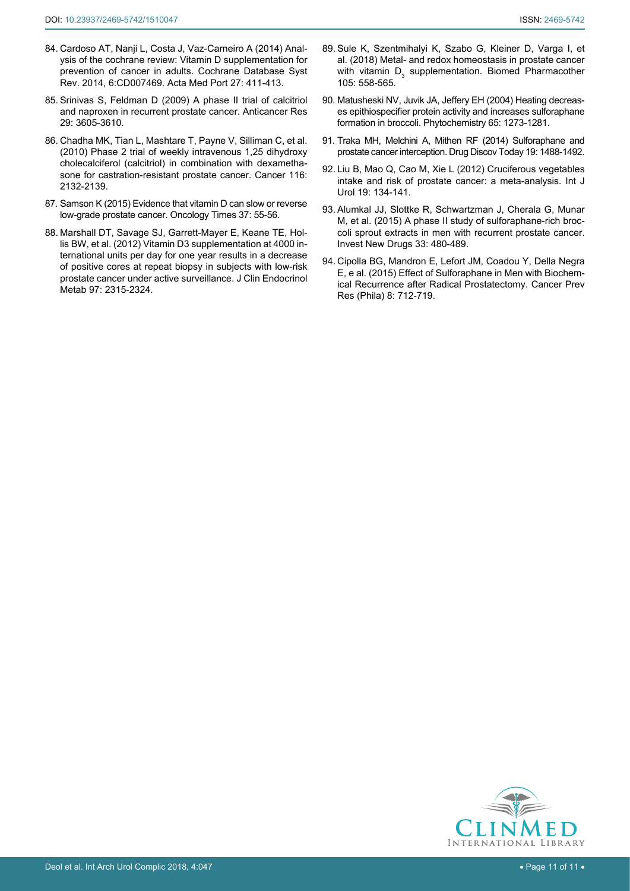84. Cardoso AT, Nanji L, Costa J, Vaz-Carneiro A (2014) Analysis of the cochrane review: Vitamin D supplementation for prevention of cancer in adults. Cochrane Database Syst Rev. 2014, 6:CD007469. Acta Med Port 27: 411-413.

85. Srinivas S, Feldman D (2009) A phase II trial of calcitriol and naproxen in recurrent prostate cancer. Anticancer Res 29: 3605-3610.

86. Chadha MK, Tian L, Mashtare T, Payne V, Silliman C, et al. (2010) Phase 2 trial of weekly intravenous 1,25 dihydroxy cholecalciferol (calcitriol) in combination with dexamethasone for castration-resistant prostate cancer. Cancer 116: 2132-2139.

87. Samson K (2015) Evidence that vitamin D can slow or reverse low-grade prostate cancer. Oncology Times 37: 55-56.

88. Marshall DT, Savage SJ, Garrett-Mayer E, Keane TE, Hollis BW, et al. (2012) Vitamin D3 supplementation at 4000 international units per day for one year results in a decrease of positive cores at repeat biopsy in subjects with low-risk prostate cancer under active surveillance. J Clin Endocrinol Metab 97: 2315-2324.

89. Sule K, Szentmihalyi K, Szabo G, Kleiner D, Varga I, et al. (2018) Metal- and redox homeostasis in prostate cancer with vitamin $D_3$ supplementation. Biomed Pharmacother 105: 558-565.

90. Matusheski NV, Juvik JA, Jeffery EH (2004) Heating decreases epithiospecifier protein activity and increases sulforaphane formation in broccoli. Phytochemistry 65: 1273-1281.

91. Traka MH, Melchini A, Mithen RF (2014) Sulforaphane and prostate cancer interception. Drug Discov Today 19: 1488-1492.

92. Liu B, Mao Q, Cao M, Xie L (2012) Cruciferous vegetables intake and risk of prostate cancer: a meta-analysis. Int J Urol 19: 134-141.

93. Alumkal JJ, Slottke R, Schwartzman J, Cherala G, Munar M, et al. (2015) A phase II study of sulforaphane-rich broccoli sprout extracts in men with recurrent prostate cancer. Invest New Drugs 33: 480-489.

94. Cipolla BG, Mandron E, Lefort JM, Coadou Y, Della Negra E, e al. (2015) Effect of Sulforaphane in Men with Biochemical Recurrence after Radical Prostatectomy. Cancer Prev Res (Phila) 8: 712-719.